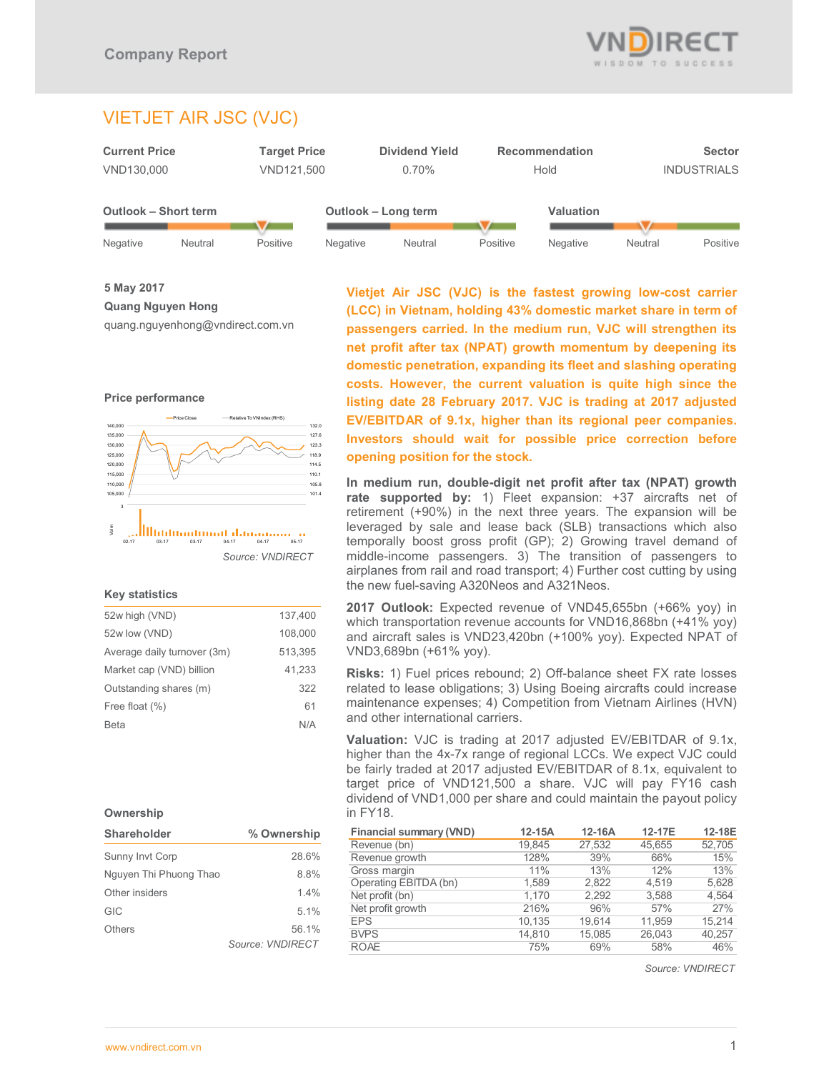Company Report

# VIETJET AIR JSC (VJC)

| Current Price | Target Price | Dividend Yield | Recommendation | Sector |
|---|---|---|---|---|
| VND130,000 | VND121,500 | 0.70% | Hold | INDUSTRIALS |

| Outlook – Short term | Outlook – Long term | Valuation |
|---|---|---|
| Positive | Positive | Neutral |

**5 May 2017**

**Quang Nguyen Hong**

quang.nguyenhong@vndirect.com.vn

**Vietjet Air JSC (VJC) is the fastest growing low-cost carrier (LCC) in Vietnam, holding 43% domestic market share in term of passengers carried. In the medium run, VJC will strengthen its net profit after tax (NPAT) growth momentum by deepening its domestic penetration, expanding its fleet and slashing operating costs. However, the current valuation is quite high since the listing date 28 February 2017. VJC is trading at 2017 adjusted EV/EBITDAR of 9.1x, higher than its regional peer companies. Investors should wait for possible price correction before opening position for the stock.**

**In medium run, double-digit net profit after tax (NPAT) growth rate supported by:** 1) Fleet expansion: +37 aircrafts net of retirement (+90%) in the next three years. The expansion will be leveraged by sale and lease back (SLB) transactions which also temporally boost gross profit (GP); 2) Growing travel demand of middle-income passengers. 3) The transition of passengers to airplanes from rail and road transport; 4) Further cost cutting by using the new fuel-saving A320Neos and A321Neos.

**2017 Outlook:** Expected revenue of VND45,655bn (+66% yoy) in which transportation revenue accounts for VND16,868bn (+41% yoy) and aircraft sales is VND23,420bn (+100% yoy). Expected NPAT of VND3,689bn (+61% yoy).

**Risks:** 1) Fuel prices rebound; 2) Off-balance sheet FX rate losses related to lease obligations; 3) Using Boeing aircrafts could increase maintenance expenses; 4) Competition from Vietnam Airlines (HVN) and other international carriers.

**Valuation:** VJC is trading at 2017 adjusted EV/EBITDAR of 9.1x, higher than the 4x-7x range of regional LCCs. We expect VJC could be fairly traded at 2017 adjusted EV/EBITDAR of 8.1x, equivalent to target price of VND121,500 a share. VJC will pay FY16 cash dividend of VND1,000 per share and could maintain the payout policy in FY18.

### Price performance

Source: VNDIRECT

### Key statistics

| | |
|---|---|
| 52w high (VND) | 137,400 |
| 52w low (VND) | 108,000 |
| Average daily turnover (3m) | 513,395 |
| Market cap (VND) billion | 41,233 |
| Outstanding shares (m) | 322 |
| Free float (%) | 61 |
| Beta | N/A |

### Ownership

| Shareholder | % Ownership |
|---|---|
| Sunny Invt Corp | 28.6% |
| Nguyen Thi Phuong Thao | 8.8% |
| Other insiders | 1.4% |
| GIC | 5.1% |
| Others | 56.1% |

Source: VNDIRECT

| Financial summary (VND) | 12-15A | 12-16A | 12-17E | 12-18E |
|---|---|---|---|---|
| Revenue (bn) | 19,845 | 27,532 | 45,655 | 52,705 |
| Revenue growth | 128% | 39% | 66% | 15% |
| Gross margin | 11% | 13% | 12% | 13% |
| Operating EBITDA (bn) | 1,589 | 2,822 | 4,519 | 5,628 |
| Net profit (bn) | 1,170 | 2,292 | 3,588 | 4,564 |
| Net profit growth | 216% | 96% | 57% | 27% |
| EPS | 10,135 | 19,614 | 11,959 | 15,214 |
| BVPS | 14,810 | 15,085 | 26,043 | 40,257 |
| ROAE | 75% | 69% | 58% | 46% |

Source: VNDIRECT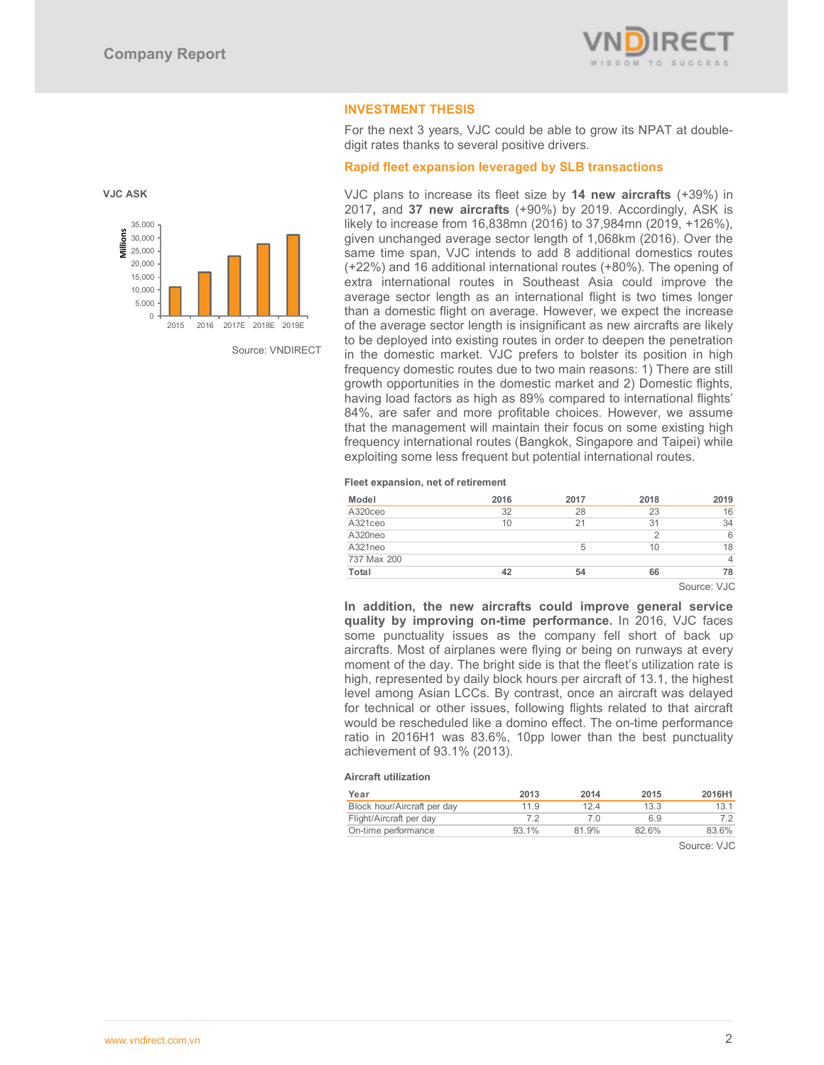## INVESTMENT THESIS

For the next 3 years, VJC could be able to grow its NPAT at double-digit rates thanks to several positive drivers.

### Rapid fleet expansion leveraged by SLB transactions

**VJC ASK**

Source: VNDIRECT

VJC plans to increase its fleet size by **14 new aircrafts** (+39%) in 2017**,** and **37 new aircrafts** (+90%) by 2019. Accordingly, ASK is likely to increase from 16,838mn (2016) to 37,984mn (2019, +126%), given unchanged average sector length of 1,068km (2016). Over the same time span, VJC intends to add 8 additional domestics routes (+22%) and 16 additional international routes (+80%). The opening of extra international routes in Southeast Asia could improve the average sector length as an international flight is two times longer than a domestic flight on average. However, we expect the increase of the average sector length is insignificant as new aircrafts are likely to be deployed into existing routes in order to deepen the penetration in the domestic market. VJC prefers to bolster its position in high frequency domestic routes due to two main reasons: 1) There are still growth opportunities in the domestic market and 2) Domestic flights, having load factors as high as 89% compared to international flights' 84%, are safer and more profitable choices. However, we assume that the management will maintain their focus on some existing high frequency international routes (Bangkok, Singapore and Taipei) while exploiting some less frequent but potential international routes.

**Fleet expansion, net of retirement**

| Model | 2016 | 2017 | 2018 | 2019 |
|---|---|---|---|---|
| A320ceo | 32 | 28 | 23 | 16 |
| A321ceo | 10 | 21 | 31 | 34 |
| A320neo | | | 2 | 6 |
| A321neo | | 5 | 10 | 18 |
| 737 Max 200 | | | | 4 |
| **Total** | **42** | **54** | **66** | **78** |

Source: VJC

**In addition, the new aircrafts could improve general service quality by improving on-time performance.** In 2016, VJC faces some punctuality issues as the company fell short of back up aircrafts. Most of airplanes were flying or being on runways at every moment of the day. The bright side is that the fleet's utilization rate is high, represented by daily block hours per aircraft of 13.1, the highest level among Asian LCCs. By contrast, once an aircraft was delayed for technical or other issues, following flights related to that aircraft would be rescheduled like a domino effect. The on-time performance ratio in 2016H1 was 83.6%, 10pp lower than the best punctuality achievement of 93.1% (2013).

**Aircraft utilization**

| Year | 2013 | 2014 | 2015 | 2016H1 |
|---|---|---|---|---|
| Block hour/Aircraft per day | 11.9 | 12.4 | 13.3 | 13.1 |
| Flight/Aircraft per day | 7.2 | 7.0 | 6.9 | 7.2 |
| On-time performance | 93.1% | 81.9% | 82.6% | 83.6% |

Source: VJC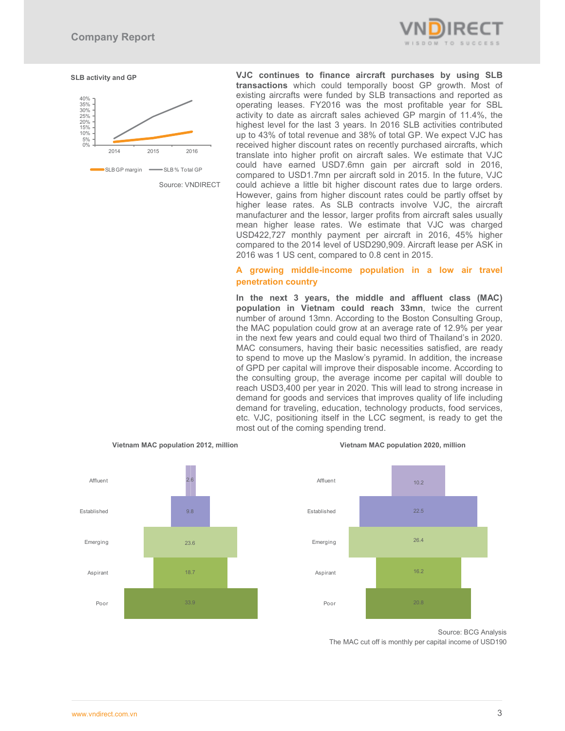**SLB activity and GP**

Source: VNDIRECT

**VJC continues to finance aircraft purchases by using SLB transactions** which could temporally boost GP growth. Most of existing aircrafts were funded by SLB transactions and reported as operating leases. FY2016 was the most profitable year for SBL activity to date as aircraft sales achieved GP margin of 11.4%, the highest level for the last 3 years. In 2016 SLB activities contributed up to 43% of total revenue and 38% of total GP. We expect VJC has received higher discount rates on recently purchased aircrafts, which translate into higher profit on aircraft sales. We estimate that VJC could have earned USD7.6mn gain per aircraft sold in 2016, compared to USD1.7mn per aircraft sold in 2015. In the future, VJC could achieve a little bit higher discount rates due to large orders. However, gains from higher discount rates could be partly offset by higher lease rates. As SLB contracts involve VJC, the aircraft manufacturer and the lessor, larger profits from aircraft sales usually mean higher lease rates. We estimate that VJC was charged USD422,727 monthly payment per aircraft in 2016, 45% higher compared to the 2014 level of USD290,909. Aircraft lease per ASK in 2016 was 1 US cent, compared to 0.8 cent in 2015.

## A growing middle-income population in a low air travel penetration country

**In the next 3 years, the middle and affluent class (MAC) population in Vietnam could reach 33mn**, twice the current number of around 13mn. According to the Boston Consulting Group, the MAC population could grow at an average rate of 12.9% per year in the next few years and could equal two third of Thailand's in 2020. MAC consumers, having their basic necessities satisfied, are ready to spend to move up the Maslow's pyramid. In addition, the increase of GPD per capital will improve their disposable income. According to the consulting group, the average income per capital will double to reach USD3,400 per year in 2020. This will lead to strong increase in demand for goods and services that improves quality of life including demand for traveling, education, technology products, food services, etc. VJC, positioning itself in the LCC segment, is ready to get the most out of the coming spending trend.

**Vietnam MAC population 2012, million**

| Class | 2012 |
|---|---|
| Affluent | 2.6 |
| Established | 9.8 |
| Emerging | 23.6 |
| Aspirant | 18.7 |
| Poor | 33.9 |

**Vietnam MAC population 2020, million**

| Class | 2020 |
|---|---|
| Affluent | 10.2 |
| Established | 22.5 |
| Emerging | 26.4 |
| Aspirant | 16.2 |
| Poor | 20.8 |

Source: BCG Analysis

The MAC cut off is monthly per capital income of USD190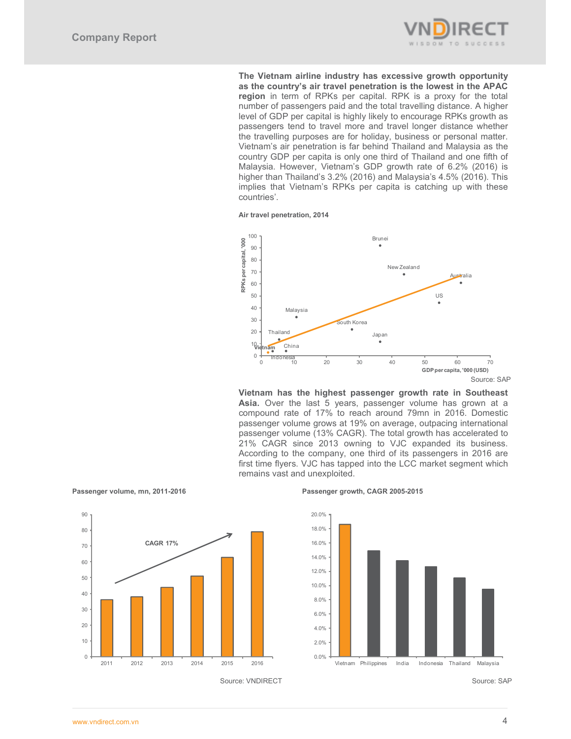**The Vietnam airline industry has excessive growth opportunity as the country's air travel penetration is the lowest in the APAC region** in term of RPKs per capital. RPK is a proxy for the total number of passengers paid and the total travelling distance. A higher level of GDP per capital is highly likely to encourage RPKs growth as passengers tend to travel more and travel longer distance whether the travelling purposes are for holiday, business or personal matter. Vietnam's air penetration is far behind Thailand and Malaysia as the country GDP per capita is only one third of Thailand and one fifth of Malaysia. However, Vietnam's GDP growth rate of 6.2% (2016) is higher than Thailand's 3.2% (2016) and Malaysia's 4.5% (2016). This implies that Vietnam's RPKs per capita is catching up with these countries'.

**Air travel penetration, 2014**

Source: SAP

**Vietnam has the highest passenger growth rate in Southeast Asia.** Over the last 5 years, passenger volume has grown at a compound rate of 17% to reach around 79mn in 2016. Domestic passenger volume grows at 19% on average, outpacing international passenger volume (13% CAGR). The total growth has accelerated to 21% CAGR since 2013 owning to VJC expanded its business. According to the company, one third of its passengers in 2016 are first time flyers. VJC has tapped into the LCC market segment which remains vast and unexploited.

**Passenger volume, mn, 2011-2016**

Source: VNDIRECT

**Passenger growth, CAGR 2005-2015**

Source: SAP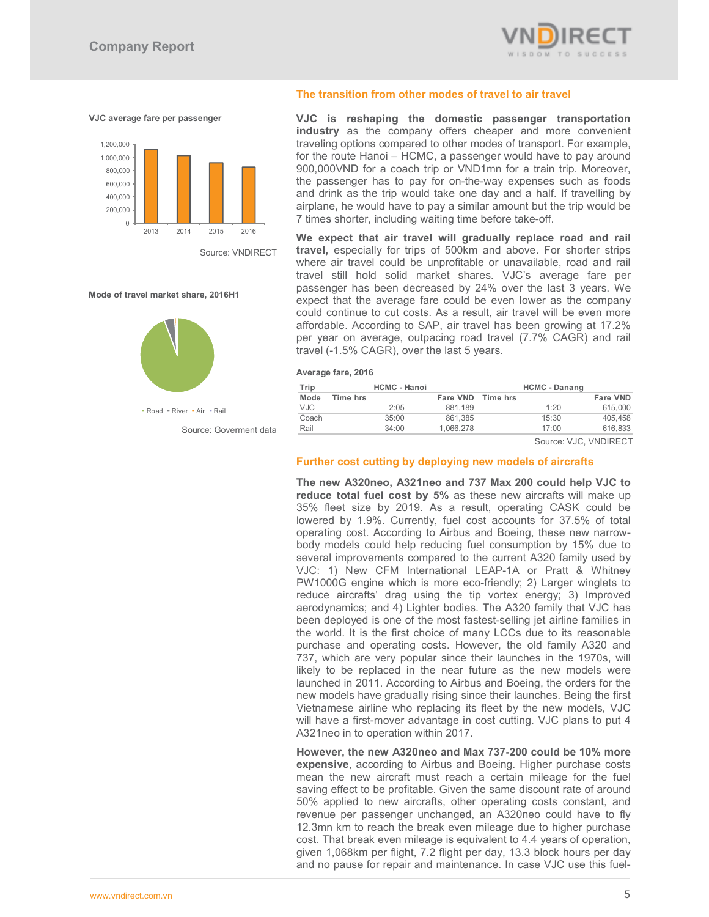**VJC average fare per passenger**

Source: VNDIRECT

**Mode of travel market share, 2016H1**

Road, River, Air, Rail

Source: Goverment data

## The transition from other modes of travel to air travel

**VJC is reshaping the domestic passenger transportation industry** as the company offers cheaper and more convenient traveling options compared to other modes of transport. For example, for the route Hanoi – HCMC, a passenger would have to pay around 900,000VND for a coach trip or VND1mn for a train trip. Moreover, the passenger has to pay for on-the-way expenses such as foods and drink as the trip would take one day and a half. If travelling by airplane, he would have to pay a similar amount but the trip would be 7 times shorter, including waiting time before take-off.

**We expect that air travel will gradually replace road and rail travel,** especially for trips of 500km and above. For shorter strips where air travel could be unprofitable or unavailable, road and rail travel still hold solid market shares. VJC's average fare per passenger has been decreased by 24% over the last 3 years. We expect that the average fare could be even lower as the company could continue to cut costs. As a result, air travel will be even more affordable. According to SAP, air travel has been growing at 17.2% per year on average, outpacing road travel (7.7% CAGR) and rail travel (-1.5% CAGR), over the last 5 years.

**Average fare, 2016**

| Trip | HCMC - Hanoi | | HCMC - Danang | |
|---|---|---|---|---|
| Mode | Time hrs | Fare VND | Time hrs | Fare VND |
| VJC | 2:05 | 881,189 | 1:20 | 615,000 |
| Coach | 35:00 | 861,385 | 15:30 | 405,458 |
| Rail | 34:00 | 1,066,278 | 17:00 | 616,833 |

Source: VJC, VNDIRECT

## Further cost cutting by deploying new models of aircrafts

**The new A320neo, A321neo and 737 Max 200 could help VJC to reduce total fuel cost by 5%** as these new aircrafts will make up 35% fleet size by 2019. As a result, operating CASK could be lowered by 1.9%. Currently, fuel cost accounts for 37.5% of total operating cost. According to Airbus and Boeing, these new narrow-body models could help reducing fuel consumption by 15% due to several improvements compared to the current A320 family used by VJC: 1) New CFM International LEAP-1A or Pratt & Whitney PW1000G engine which is more eco-friendly; 2) Larger winglets to reduce aircrafts' drag using the tip vortex energy; 3) Improved aerodynamics; and 4) Lighter bodies. The A320 family that VJC has been deployed is one of the most fastest-selling jet airline families in the world. It is the first choice of many LCCs due to its reasonable purchase and operating costs. However, the old family A320 and 737, which are very popular since their launches in the 1970s, will likely to be replaced in the near future as the new models were launched in 2011. According to Airbus and Boeing, the orders for the new models have gradually rising since their launches. Being the first Vietnamese airline who replacing its fleet by the new models, VJC will have a first-mover advantage in cost cutting. VJC plans to put 4 A321neo in to operation within 2017.

**However, the new A320neo and Max 737-200 could be 10% more expensive**, according to Airbus and Boeing. Higher purchase costs mean the new aircraft must reach a certain mileage for the fuel saving effect to be profitable. Given the same discount rate of around 50% applied to new aircrafts, other operating costs constant, and revenue per passenger unchanged, an A320neo could have to fly 12.3mn km to reach the break even mileage due to higher purchase cost. That break even mileage is equivalent to 4.4 years of operation, given 1,068km per flight, 7.2 flight per day, 13.3 block hours per day and no pause for repair and maintenance. In case VJC use this fuel-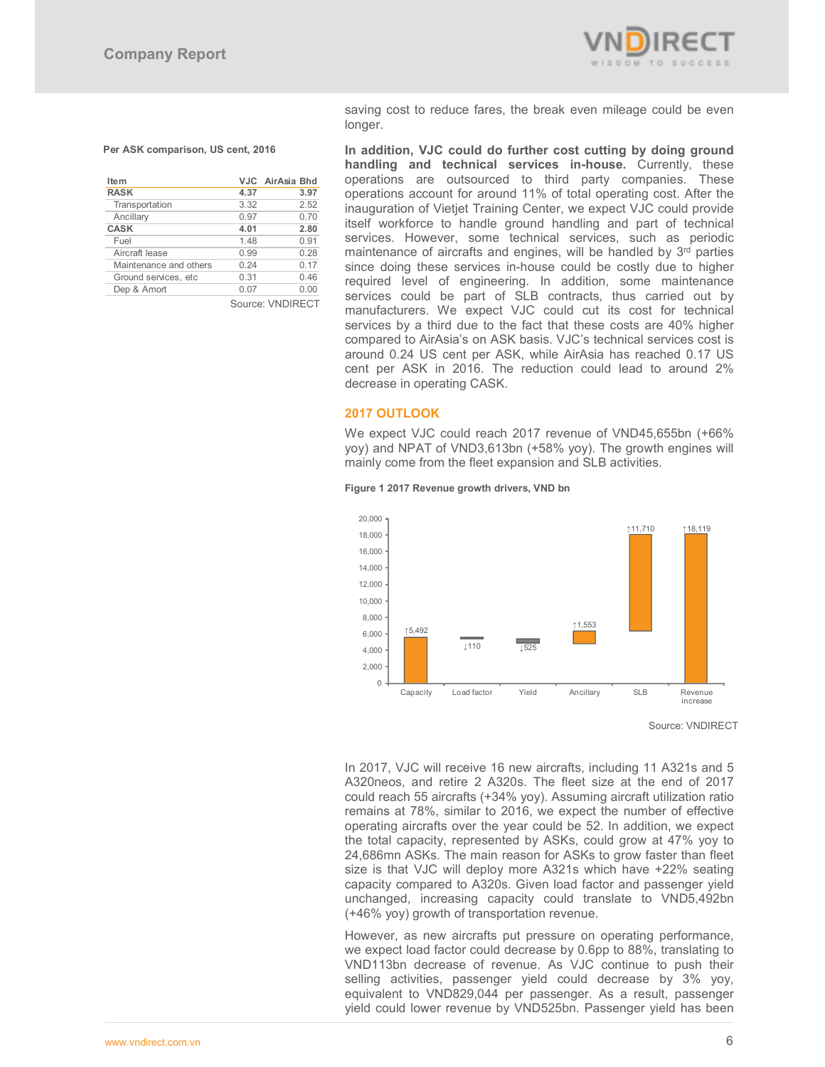saving cost to reduce fares, the break even mileage could be even longer.

**Per ASK comparison, US cent, 2016**

| Item | VJC | AirAsia Bhd |
|---|---|---|
| **RASK** | **4.37** | **3.97** |
| Transportation | 3.32 | 2.52 |
| Ancillary | 0.97 | 0.70 |
| **CASK** | **4.01** | **2.80** |
| Fuel | 1.48 | 0.91 |
| Aircraft lease | 0.99 | 0.28 |
| Maintenance and others | 0.24 | 0.17 |
| Ground services, etc | 0.31 | 0.46 |
| Dep & Amort | 0.07 | 0.00 |

Source: VNDIRECT

**In addition, VJC could do further cost cutting by doing ground handling and technical services in-house.** Currently, these operations are outsourced to third party companies. These operations account for around 11% of total operating cost. After the inauguration of Vietjet Training Center, we expect VJC could provide itself workforce to handle ground handling and part of technical services. However, some technical services, such as periodic maintenance of aircrafts and engines, will be handled by 3rd parties since doing these services in-house could be costly due to higher required level of engineering. In addition, some maintenance services could be part of SLB contracts, thus carried out by manufacturers. We expect VJC could cut its cost for technical services by a third due to the fact that these costs are 40% higher compared to AirAsia's on ASK basis. VJC's technical services cost is around 0.24 US cent per ASK, while AirAsia has reached 0.17 US cent per ASK in 2016. The reduction could lead to around 2% decrease in operating CASK.

## 2017 OUTLOOK

We expect VJC could reach 2017 revenue of VND45,655bn (+66% yoy) and NPAT of VND3,613bn (+58% yoy). The growth engines will mainly come from the fleet expansion and SLB activities.

**Figure 1 2017 Revenue growth drivers, VND bn**

| Driver | Change (VND bn) |
|---|---|
| Capacity | ↑5,492 |
| Load factor | ↓110 |
| Yield | ↓525 |
| Ancillary | ↑1,553 |
| SLB | ↑11,710 |
| Revenue increase | ↑18,119 |

Source: VNDIRECT

In 2017, VJC will receive 16 new aircrafts, including 11 A321s and 5 A320neos, and retire 2 A320s. The fleet size at the end of 2017 could reach 55 aircrafts (+34% yoy). Assuming aircraft utilization ratio remains at 78%, similar to 2016, we expect the number of effective operating aircrafts over the year could be 52. In addition, we expect the total capacity, represented by ASKs, could grow at 47% yoy to 24,686mn ASKs. The main reason for ASKs to grow faster than fleet size is that VJC will deploy more A321s which have +22% seating capacity compared to A320s. Given load factor and passenger yield unchanged, increasing capacity could translate to VND5,492bn (+46% yoy) growth of transportation revenue.

However, as new aircrafts put pressure on operating performance, we expect load factor could decrease by 0.6pp to 88%, translating to VND113bn decrease of revenue. As VJC continue to push their selling activities, passenger yield could decrease by 3% yoy, equivalent to VND829,044 per passenger. As a result, passenger yield could lower revenue by VND525bn. Passenger yield has been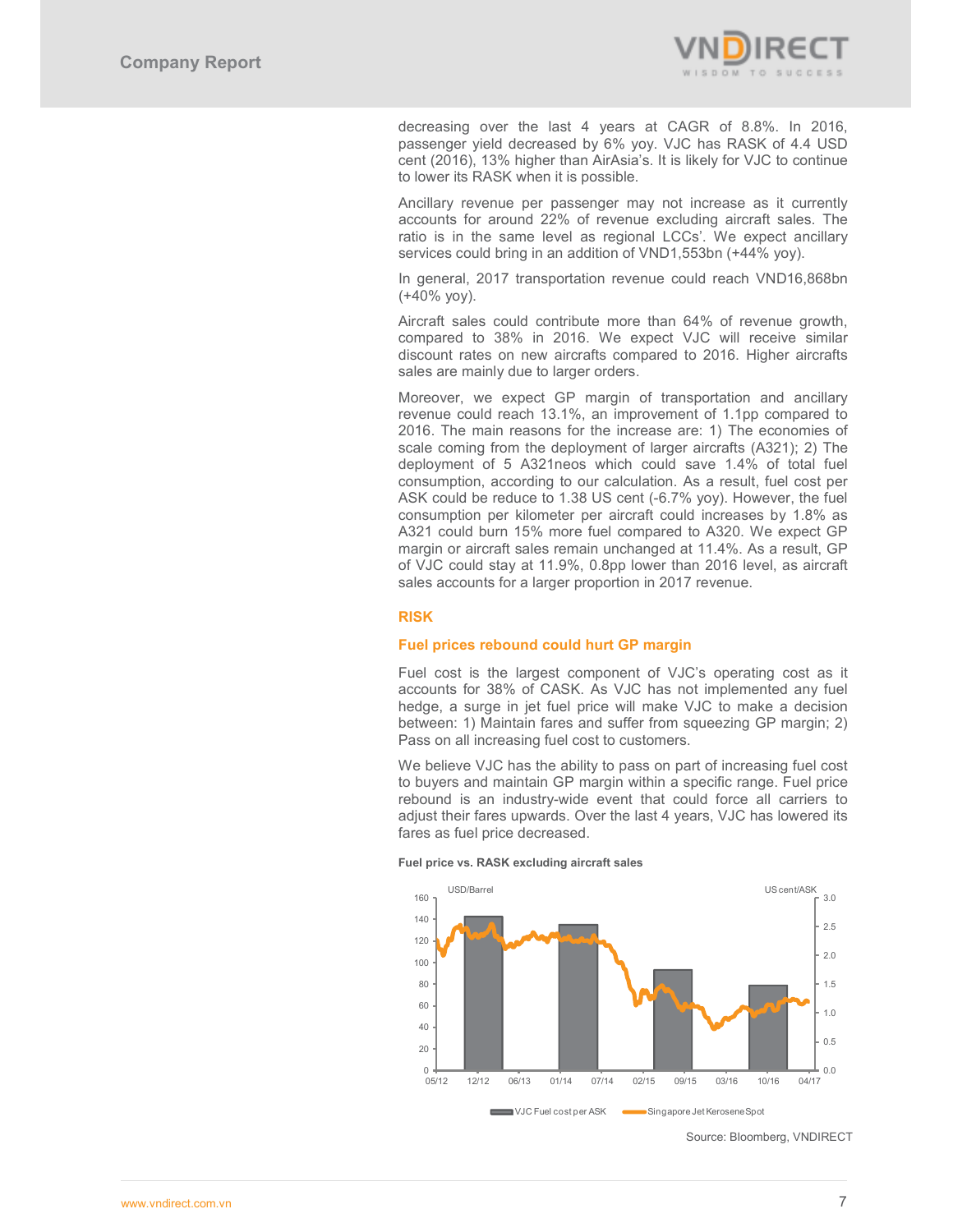decreasing over the last 4 years at CAGR of 8.8%. In 2016, passenger yield decreased by 6% yoy. VJC has RASK of 4.4 USD cent (2016), 13% higher than AirAsia's. It is likely for VJC to continue to lower its RASK when it is possible.

Ancillary revenue per passenger may not increase as it currently accounts for around 22% of revenue excluding aircraft sales. The ratio is in the same level as regional LCCs'. We expect ancillary services could bring in an addition of VND1,553bn (+44% yoy).

In general, 2017 transportation revenue could reach VND16,868bn (+40% yoy).

Aircraft sales could contribute more than 64% of revenue growth, compared to 38% in 2016. We expect VJC will receive similar discount rates on new aircrafts compared to 2016. Higher aircrafts sales are mainly due to larger orders.

Moreover, we expect GP margin of transportation and ancillary revenue could reach 13.1%, an improvement of 1.1pp compared to 2016. The main reasons for the increase are: 1) The economies of scale coming from the deployment of larger aircrafts (A321); 2) The deployment of 5 A321neos which could save 1.4% of total fuel consumption, according to our calculation. As a result, fuel cost per ASK could be reduce to 1.38 US cent (-6.7% yoy). However, the fuel consumption per kilometer per aircraft could increases by 1.8% as A321 could burn 15% more fuel compared to A320. We expect GP margin or aircraft sales remain unchanged at 11.4%. As a result, GP of VJC could stay at 11.9%, 0.8pp lower than 2016 level, as aircraft sales accounts for a larger proportion in 2017 revenue.

## RISK

### Fuel prices rebound could hurt GP margin

Fuel cost is the largest component of VJC's operating cost as it accounts for 38% of CASK. As VJC has not implemented any fuel hedge, a surge in jet fuel price will make VJC to make a decision between: 1) Maintain fares and suffer from squeezing GP margin; 2) Pass on all increasing fuel cost to customers.

We believe VJC has the ability to pass on part of increasing fuel cost to buyers and maintain GP margin within a specific range. Fuel price rebound is an industry-wide event that could force all carriers to adjust their fares upwards. Over the last 4 years, VJC has lowered its fares as fuel price decreased.

**Fuel price vs. RASK excluding aircraft sales**

Source: Bloomberg, VNDIRECT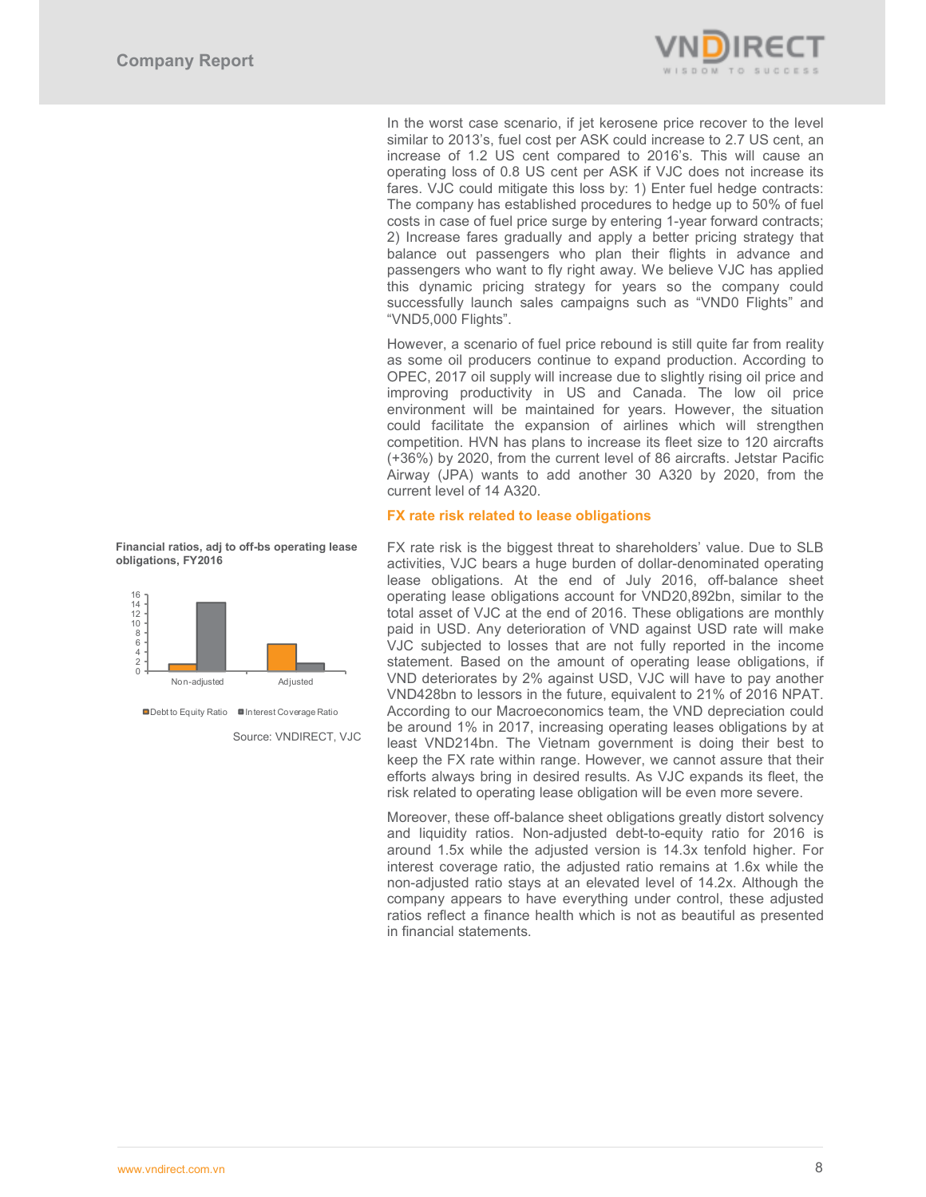In the worst case scenario, if jet kerosene price recover to the level similar to 2013's, fuel cost per ASK could increase to 2.7 US cent, an increase of 1.2 US cent compared to 2016's. This will cause an operating loss of 0.8 US cent per ASK if VJC does not increase its fares. VJC could mitigate this loss by: 1) Enter fuel hedge contracts: The company has established procedures to hedge up to 50% of fuel costs in case of fuel price surge by entering 1-year forward contracts; 2) Increase fares gradually and apply a better pricing strategy that balance out passengers who plan their flights in advance and passengers who want to fly right away. We believe VJC has applied this dynamic pricing strategy for years so the company could successfully launch sales campaigns such as "VND0 Flights" and "VND5,000 Flights".

However, a scenario of fuel price rebound is still quite far from reality as some oil producers continue to expand production. According to OPEC, 2017 oil supply will increase due to slightly rising oil price and improving productivity in US and Canada. The low oil price environment will be maintained for years. However, the situation could facilitate the expansion of airlines which will strengthen competition. HVN has plans to increase its fleet size to 120 aircrafts (+36%) by 2020, from the current level of 86 aircrafts. Jetstar Pacific Airway (JPA) wants to add another 30 A320 by 2020, from the current level of 14 A320.

### FX rate risk related to lease obligations

**Financial ratios, adj to off-bs operating lease obligations, FY2016**

| | Debt to Equity Ratio | Interest Coverage Ratio |
|---|---|---|
| Non-adjusted | 1.5 | 14.2 |
| Adjusted | 5.6 | 1.6 |

Source: VNDIRECT, VJC

FX rate risk is the biggest threat to shareholders' value. Due to SLB activities, VJC bears a huge burden of dollar-denominated operating lease obligations. At the end of July 2016, off-balance sheet operating lease obligations account for VND20,892bn, similar to the total asset of VJC at the end of 2016. These obligations are monthly paid in USD. Any deterioration of VND against USD rate will make VJC subjected to losses that are not fully reported in the income statement. Based on the amount of operating lease obligations, if VND deteriorates by 2% against USD, VJC will have to pay another VND428bn to lessors in the future, equivalent to 21% of 2016 NPAT. According to our Macroeconomics team, the VND depreciation could be around 1% in 2017, increasing operating leases obligations by at least VND214bn. The Vietnam government is doing their best to keep the FX rate within range. However, we cannot assure that their efforts always bring in desired results. As VJC expands its fleet, the risk related to operating lease obligation will be even more severe.

Moreover, these off-balance sheet obligations greatly distort solvency and liquidity ratios. Non-adjusted debt-to-equity ratio for 2016 is around 1.5x while the adjusted version is 14.3x tenfold higher. For interest coverage ratio, the adjusted ratio remains at 1.6x while the non-adjusted ratio stays at an elevated level of 14.2x. Although the company appears to have everything under control, these adjusted ratios reflect a finance health which is not as beautiful as presented in financial statements.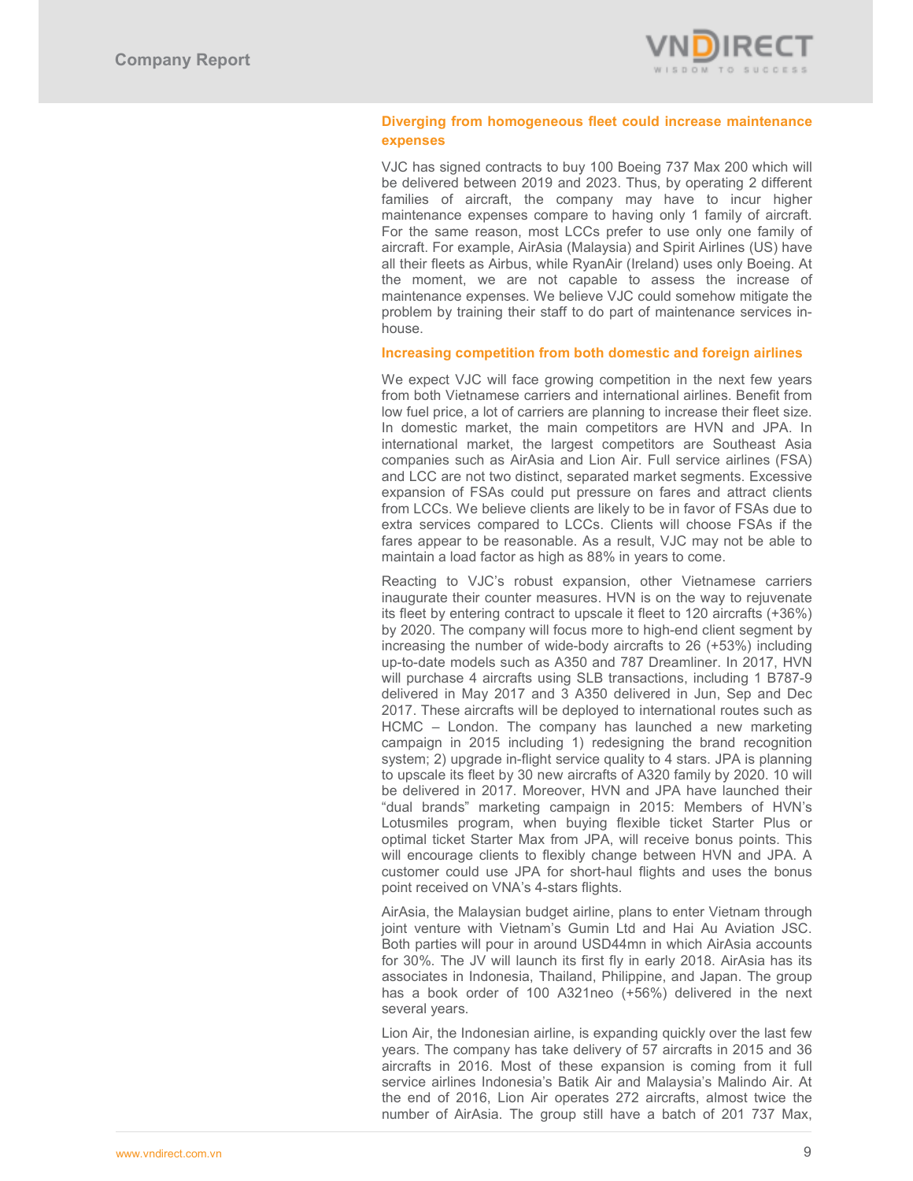### Diverging from homogeneous fleet could increase maintenance expenses

VJC has signed contracts to buy 100 Boeing 737 Max 200 which will be delivered between 2019 and 2023. Thus, by operating 2 different families of aircraft, the company may have to incur higher maintenance expenses compare to having only 1 family of aircraft. For the same reason, most LCCs prefer to use only one family of aircraft. For example, AirAsia (Malaysia) and Spirit Airlines (US) have all their fleets as Airbus, while RyanAir (Ireland) uses only Boeing. At the moment, we are not capable to assess the increase of maintenance expenses. We believe VJC could somehow mitigate the problem by training their staff to do part of maintenance services in-house.

### Increasing competition from both domestic and foreign airlines

We expect VJC will face growing competition in the next few years from both Vietnamese carriers and international airlines. Benefit from low fuel price, a lot of carriers are planning to increase their fleet size. In domestic market, the main competitors are HVN and JPA. In international market, the largest competitors are Southeast Asia companies such as AirAsia and Lion Air. Full service airlines (FSA) and LCC are not two distinct, separated market segments. Excessive expansion of FSAs could put pressure on fares and attract clients from LCCs. We believe clients are likely to be in favor of FSAs due to extra services compared to LCCs. Clients will choose FSAs if the fares appear to be reasonable. As a result, VJC may not be able to maintain a load factor as high as 88% in years to come.

Reacting to VJC's robust expansion, other Vietnamese carriers inaugurate their counter measures. HVN is on the way to rejuvenate its fleet by entering contract to upscale it fleet to 120 aircrafts (+36%) by 2020. The company will focus more to high-end client segment by increasing the number of wide-body aircrafts to 26 (+53%) including up-to-date models such as A350 and 787 Dreamliner. In 2017, HVN will purchase 4 aircrafts using SLB transactions, including 1 B787-9 delivered in May 2017 and 3 A350 delivered in Jun, Sep and Dec 2017. These aircrafts will be deployed to international routes such as HCMC – London. The company has launched a new marketing campaign in 2015 including 1) redesigning the brand recognition system; 2) upgrade in-flight service quality to 4 stars. JPA is planning to upscale its fleet by 30 new aircrafts of A320 family by 2020. 10 will be delivered in 2017. Moreover, HVN and JPA have launched their "dual brands" marketing campaign in 2015: Members of HVN's Lotusmiles program, when buying flexible ticket Starter Plus or optimal ticket Starter Max from JPA, will receive bonus points. This will encourage clients to flexibly change between HVN and JPA. A customer could use JPA for short-haul flights and uses the bonus point received on VNA's 4-stars flights.

AirAsia, the Malaysian budget airline, plans to enter Vietnam through joint venture with Vietnam's Gumin Ltd and Hai Au Aviation JSC. Both parties will pour in around USD44mn in which AirAsia accounts for 30%. The JV will launch its first fly in early 2018. AirAsia has its associates in Indonesia, Thailand, Philippine, and Japan. The group has a book order of 100 A321neo (+56%) delivered in the next several years.

Lion Air, the Indonesian airline, is expanding quickly over the last few years. The company has take delivery of 57 aircrafts in 2015 and 36 aircrafts in 2016. Most of these expansion is coming from it full service airlines Indonesia's Batik Air and Malaysia's Malindo Air. At the end of 2016, Lion Air operates 272 aircrafts, almost twice the number of AirAsia. The group still have a batch of 201 737 Max,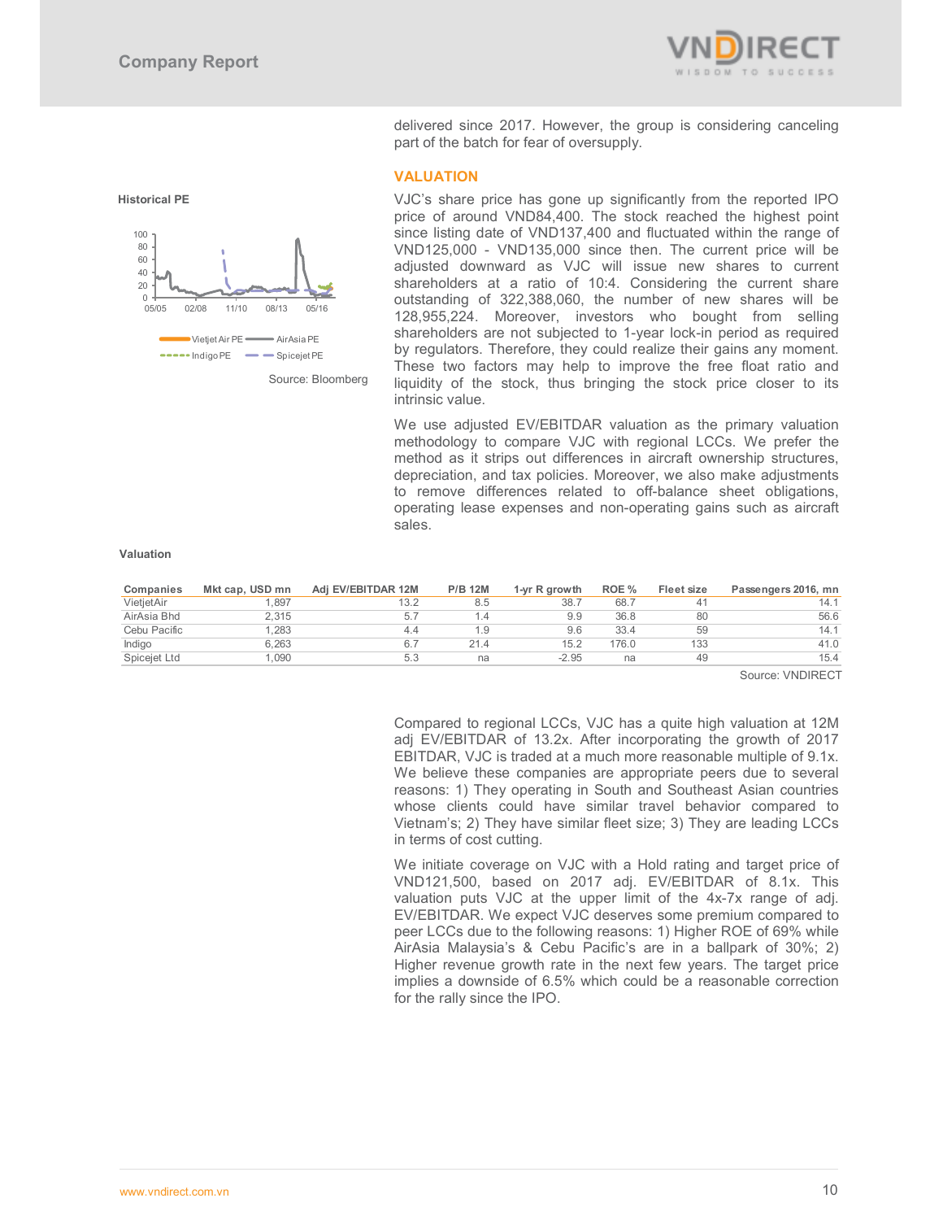delivered since 2017. However, the group is considering canceling part of the batch for fear of oversupply.

## VALUATION

**Historical PE**

Source: Bloomberg

VJC's share price has gone up significantly from the reported IPO price of around VND84,400. The stock reached the highest point since listing date of VND137,400 and fluctuated within the range of VND125,000 - VND135,000 since then. The current price will be adjusted downward as VJC will issue new shares to current shareholders at a ratio of 10:4. Considering the current share outstanding of 322,388,060, the number of new shares will be 128,955,224. Moreover, investors who bought from selling shareholders are not subjected to 1-year lock-in period as required by regulators. Therefore, they could realize their gains any moment. These two factors may help to improve the free float ratio and liquidity of the stock, thus bringing the stock price closer to its intrinsic value.

We use adjusted EV/EBITDAR valuation as the primary valuation methodology to compare VJC with regional LCCs. We prefer the method as it strips out differences in aircraft ownership structures, depreciation, and tax policies. Moreover, we also make adjustments to remove differences related to off-balance sheet obligations, operating lease expenses and non-operating gains such as aircraft sales.

**Valuation**

| Companies | Mkt cap, USD mn | Adj EV/EBITDAR 12M | P/B 12M | 1-yr R growth | ROE % | Fleet size | Passengers 2016, mn |
|---|---|---|---|---|---|---|---|
| VietjetAir | 1,897 | 13.2 | 8.5 | 38.7 | 68.7 | 41 | 14.1 |
| AirAsia Bhd | 2,315 | 5.7 | 1.4 | 9.9 | 36.8 | 80 | 56.6 |
| Cebu Pacific | 1,283 | 4.4 | 1.9 | 9.6 | 33.4 | 59 | 14.1 |
| Indigo | 6,263 | 6.7 | 21.4 | 15.2 | 176.0 | 133 | 41.0 |
| Spicejet Ltd | 1,090 | 5.3 | na | -2.95 | na | 49 | 15.4 |

Source: VNDIRECT

Compared to regional LCCs, VJC has a quite high valuation at 12M adj EV/EBITDAR of 13.2x. After incorporating the growth of 2017 EBITDAR, VJC is traded at a much more reasonable multiple of 9.1x. We believe these companies are appropriate peers due to several reasons: 1) They operating in South and Southeast Asian countries whose clients could have similar travel behavior compared to Vietnam's; 2) They have similar fleet size; 3) They are leading LCCs in terms of cost cutting.

We initiate coverage on VJC with a Hold rating and target price of VND121,500, based on 2017 adj. EV/EBITDAR of 8.1x. This valuation puts VJC at the upper limit of the 4x-7x range of adj. EV/EBITDAR. We expect VJC deserves some premium compared to peer LCCs due to the following reasons: 1) Higher ROE of 69% while AirAsia Malaysia's & Cebu Pacific's are in a ballpark of 30%; 2) Higher revenue growth rate in the next few years. The target price implies a downside of 6.5% which could be a reasonable correction for the rally since the IPO.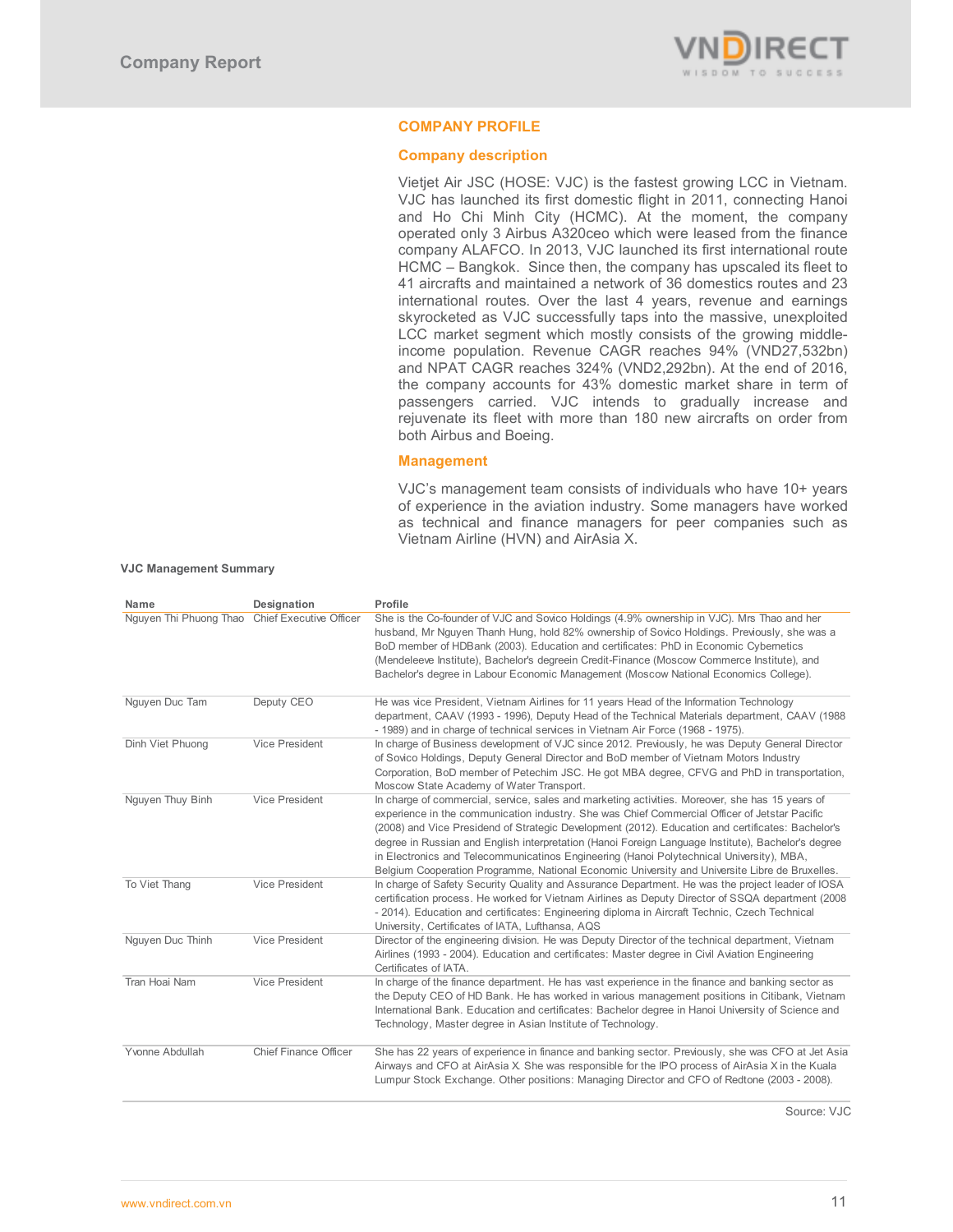## COMPANY PROFILE

### Company description

Vietjet Air JSC (HOSE: VJC) is the fastest growing LCC in Vietnam. VJC has launched its first domestic flight in 2011, connecting Hanoi and Ho Chi Minh City (HCMC). At the moment, the company operated only 3 Airbus A320ceo which were leased from the finance company ALAFCO. In 2013, VJC launched its first international route HCMC – Bangkok. Since then, the company has upscaled its fleet to 41 aircrafts and maintained a network of 36 domestics routes and 23 international routes. Over the last 4 years, revenue and earnings skyrocketed as VJC successfully taps into the massive, unexploited LCC market segment which mostly consists of the growing middle-income population. Revenue CAGR reaches 94% (VND27,532bn) and NPAT CAGR reaches 324% (VND2,292bn). At the end of 2016, the company accounts for 43% domestic market share in term of passengers carried. VJC intends to gradually increase and rejuvenate its fleet with more than 180 new aircrafts on order from both Airbus and Boeing.

### Management

VJC's management team consists of individuals who have 10+ years of experience in the aviation industry. Some managers have worked as technical and finance managers for peer companies such as Vietnam Airline (HVN) and AirAsia X.

**VJC Management Summary**

| Name | Designation | Profile |
|---|---|---|
| Nguyen Thi Phuong Thao | Chief Executive Officer | She is the Co-founder of VJC and Sovico Holdings (4.9% ownership in VJC). Mrs Thao and her husband, Mr Nguyen Thanh Hung, hold 82% ownership of Sovico Holdings. Previously, she was a BoD member of HDBank (2003). Education and certificates: PhD in Economic Cybernetics (Mendeleeve Institute), Bachelor's degreein Credit-Finance (Moscow Commerce Institute), and Bachelor's degree in Labour Economic Management (Moscow National Economics College). |
| Nguyen Duc Tam | Deputy CEO | He was vice President, Vietnam Airlines for 11 years Head of the Information Technology department, CAAV (1993 - 1996), Deputy Head of the Technical Materials department, CAAV (1988 - 1989) and in charge of technical services in Vietnam Air Force (1968 - 1975). |
| Dinh Viet Phuong | Vice President | In charge of Business development of VJC since 2012. Previously, he was Deputy General Director of Sovico Holdings, Deputy General Director and BoD member of Vietnam Motors Industry Corporation, BoD member of Petechim JSC. He got MBA degree, CFVG and PhD in transportation, Moscow State Academy of Water Transport. |
| Nguyen Thuy Binh | Vice President | In charge of commercial, service, sales and marketing activities. Moreover, she has 15 years of experience in the communication industry. She was Chief Commercial Officer of Jetstar Pacific (2008) and Vice Presidend of Strategic Development (2012). Education and certificates: Bachelor's degree in Russian and English interpretation (Hanoi Foreign Language Institute), Bachelor's degree in Electronics and Telecommunicatinos Engineering (Hanoi Polytechnical University), MBA, Belgium Cooperation Programme, National Economic University and Universite Libre de Bruxelles. |
| To Viet Thang | Vice President | In charge of Safety Security Quality and Assurance Department. He was the project leader of IOSA certification process. He worked for Vietnam Airlines as Deputy Director of SSQA department (2008 - 2014). Education and certificates: Engineering diploma in Aircraft Technic, Czech Technical University, Certificates of IATA, Lufthansa, AQS |
| Nguyen Duc Thinh | Vice President | Director of the engineering division. He was Deputy Director of the technical department, Vietnam Airlines (1993 - 2004). Education and certificates: Master degree in Civil Aviation Engineering Certificates of IATA. |
| Tran Hoai Nam | Vice President | In charge of the finance department. He has vast experience in the finance and banking sector as the Deputy CEO of HD Bank. He has worked in various management positions in Citibank, Vietnam International Bank. Education and certificates: Bachelor degree in Hanoi University of Science and Technology, Master degree in Asian Institute of Technology. |
| Yvonne Abdullah | Chief Finance Officer | She has 22 years of experience in finance and banking sector. Previously, she was CFO at Jet Asia Airways and CFO at AirAsia X. She was responsible for the IPO process of AirAsia X in the Kuala Lumpur Stock Exchange. Other positions: Managing Director and CFO of Redtone (2003 - 2008). |

Source: VJC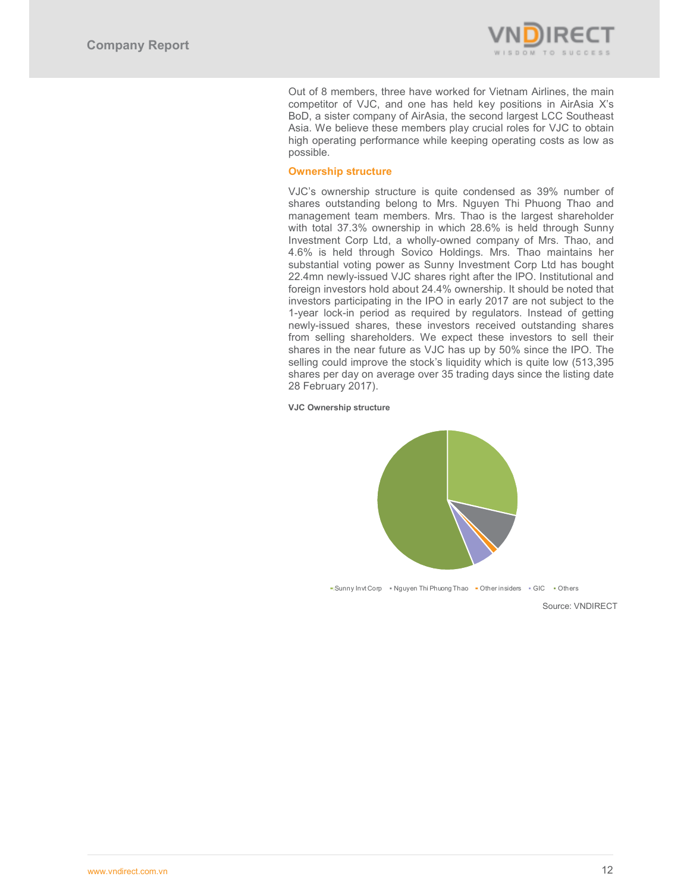Out of 8 members, three have worked for Vietnam Airlines, the main competitor of VJC, and one has held key positions in AirAsia X's BoD, a sister company of AirAsia, the second largest LCC Southeast Asia. We believe these members play crucial roles for VJC to obtain high operating performance while keeping operating costs as low as possible.

### Ownership structure

VJC's ownership structure is quite condensed as 39% number of shares outstanding belong to Mrs. Nguyen Thi Phuong Thao and management team members. Mrs. Thao is the largest shareholder with total 37.3% ownership in which 28.6% is held through Sunny Investment Corp Ltd, a wholly-owned company of Mrs. Thao, and 4.6% is held through Sovico Holdings. Mrs. Thao maintains her substantial voting power as Sunny Investment Corp Ltd has bought 22.4mn newly-issued VJC shares right after the IPO. Institutional and foreign investors hold about 24.4% ownership. It should be noted that investors participating in the IPO in early 2017 are not subject to the 1-year lock-in period as required by regulators. Instead of getting newly-issued shares, these investors received outstanding shares from selling shareholders. We expect these investors to sell their shares in the near future as VJC has up by 50% since the IPO. The selling could improve the stock's liquidity which is quite low (513,395 shares per day on average over 35 trading days since the listing date 28 February 2017).

**VJC Ownership structure**

Sunny Invt Corp · Nguyen Thi Phuong Thao · Other insiders · GIC · Others

Source: VNDIRECT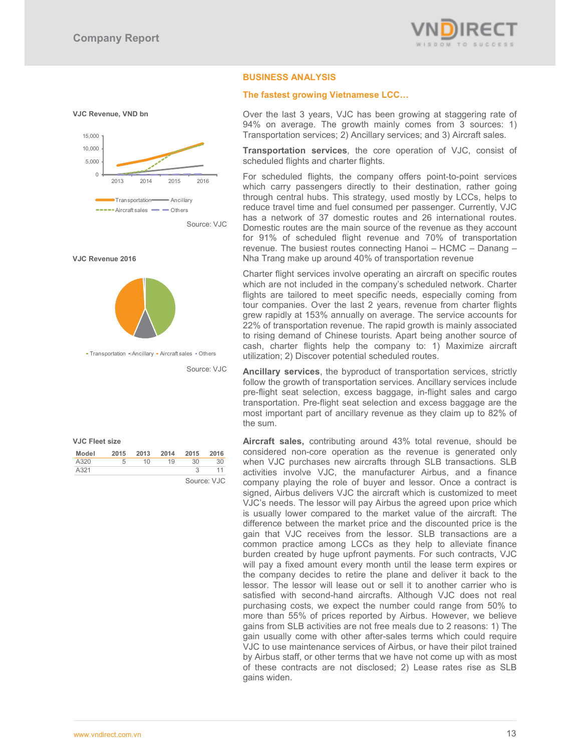## BUSINESS ANALYSIS

### The fastest growing Vietnamese LCC…

**VJC Revenue, VND bn**

Source: VJC

**VJC Revenue 2016**

Source: VJC

**VJC Fleet size**

| Model | 2015 | 2013 | 2014 | 2015 | 2016 |
|---|---|---|---|---|---|
| A320 | 5 | 10 | 19 | 30 | 30 |
| A321 | | | | 3 | 11 |

Source: VJC

Over the last 3 years, VJC has been growing at staggering rate of 94% on average. The growth mainly comes from 3 sources: 1) Transportation services; 2) Ancillary services; and 3) Aircraft sales.

**Transportation services**, the core operation of VJC, consist of scheduled flights and charter flights.

For scheduled flights, the company offers point-to-point services which carry passengers directly to their destination, rather going through central hubs. This strategy, used mostly by LCCs, helps to reduce travel time and fuel consumed per passenger. Currently, VJC has a network of 37 domestic routes and 26 international routes. Domestic routes are the main source of the revenue as they account for 91% of scheduled flight revenue and 70% of transportation revenue. The busiest routes connecting Hanoi – HCMC – Danang – Nha Trang make up around 40% of transportation revenue

Charter flight services involve operating an aircraft on specific routes which are not included in the company's scheduled network. Charter flights are tailored to meet specific needs, especially coming from tour companies. Over the last 2 years, revenue from charter flights grew rapidly at 153% annually on average. The service accounts for 22% of transportation revenue. The rapid growth is mainly associated to rising demand of Chinese tourists. Apart being another source of cash, charter flights help the company to: 1) Maximize aircraft utilization; 2) Discover potential scheduled routes.

**Ancillary services**, the byproduct of transportation services, strictly follow the growth of transportation services. Ancillary services include pre-flight seat selection, excess baggage, in-flight sales and cargo transportation. Pre-flight seat selection and excess baggage are the most important part of ancillary revenue as they claim up to 82% of the sum.

**Aircraft sales,** contributing around 43% total revenue, should be considered non-core operation as the revenue is generated only when VJC purchases new aircrafts through SLB transactions. SLB activities involve VJC, the manufacturer Airbus, and a finance company playing the role of buyer and lessor. Once a contract is signed, Airbus delivers VJC the aircraft which is customized to meet VJC's needs. The lessor will pay Airbus the agreed upon price which is usually lower compared to the market value of the aircraft. The difference between the market price and the discounted price is the gain that VJC receives from the lessor. SLB transactions are a common practice among LCCs as they help to alleviate finance burden created by huge upfront payments. For such contracts, VJC will pay a fixed amount every month until the lease term expires or the company decides to retire the plane and deliver it back to the lessor. The lessor will lease out or sell it to another carrier who is satisfied with second-hand aircrafts. Although VJC does not real purchasing costs, we expect the number could range from 50% to more than 55% of prices reported by Airbus. However, we believe gains from SLB activities are not free meals due to 2 reasons: 1) The gain usually come with other after-sales terms which could require VJC to use maintenance services of Airbus, or have their pilot trained by Airbus staff, or other terms that we have not come up with as most of these contracts are not disclosed; 2) Lease rates rise as SLB gains widen.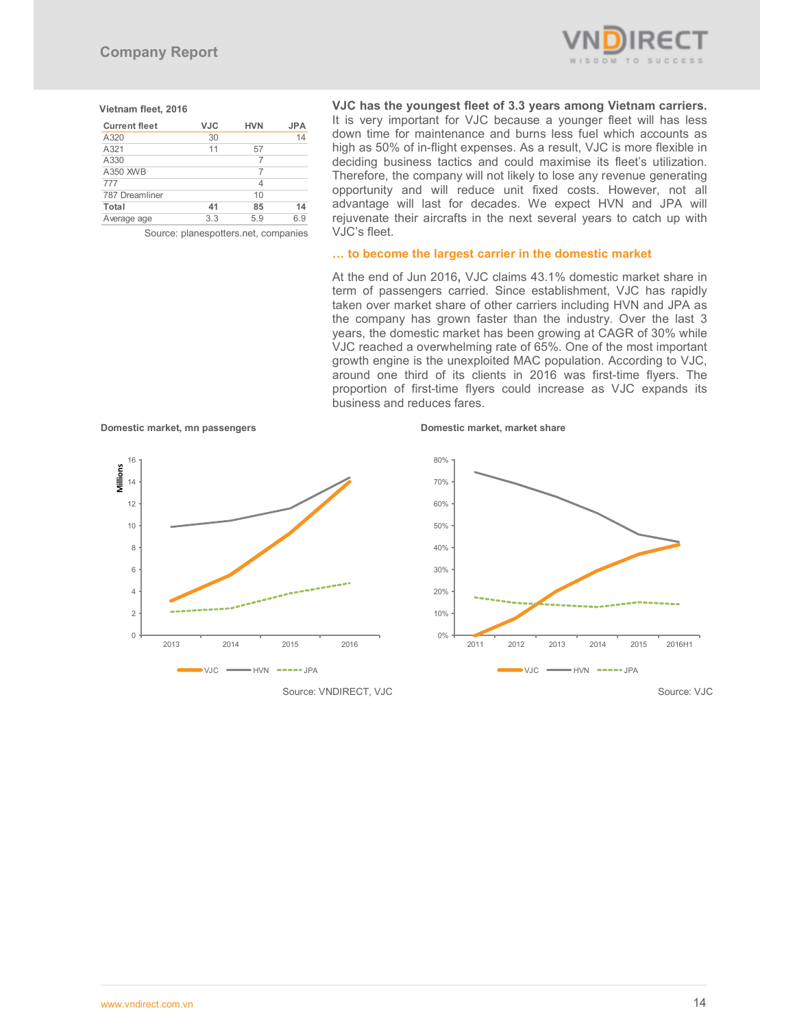**Vietnam fleet, 2016**

| Current fleet | VJC | HVN | JPA |
|---|---|---|---|
| A320 | 30 | | 14 |
| A321 | 11 | 57 | |
| A330 | | 7 | |
| A350 XWB | | 7 | |
| 777 | | 4 | |
| 787 Dreamliner | | 10 | |
| **Total** | **41** | **85** | **14** |
| Average age | 3.3 | 5.9 | 6.9 |

Source: planespotters.net, companies

**VJC has the youngest fleet of 3.3 years among Vietnam carriers.** It is very important for VJC because a younger fleet will has less down time for maintenance and burns less fuel which accounts as high as 50% of in-flight expenses. As a result, VJC is more flexible in deciding business tactics and could maximise its fleet's utilization. Therefore, the company will not likely to lose any revenue generating opportunity and will reduce unit fixed costs. However, not all advantage will last for decades. We expect HVN and JPA will rejuvenate their aircrafts in the next several years to catch up with VJC's fleet.

### … to become the largest carrier in the domestic market

At the end of Jun 2016**,** VJC claims 43.1% domestic market share in term of passengers carried. Since establishment, VJC has rapidly taken over market share of other carriers including HVN and JPA as the company has grown faster than the industry. Over the last 3 years, the domestic market has been growing at CAGR of 30% while VJC reached a overwhelming rate of 65%. One of the most important growth engine is the unexploited MAC population. According to VJC, around one third of its clients in 2016 was first-time flyers. The proportion of first-time flyers could increase as VJC expands its business and reduces fares.

**Domestic market, mn passengers**

Source: VNDIRECT, VJC

**Domestic market, market share**

Source: VJC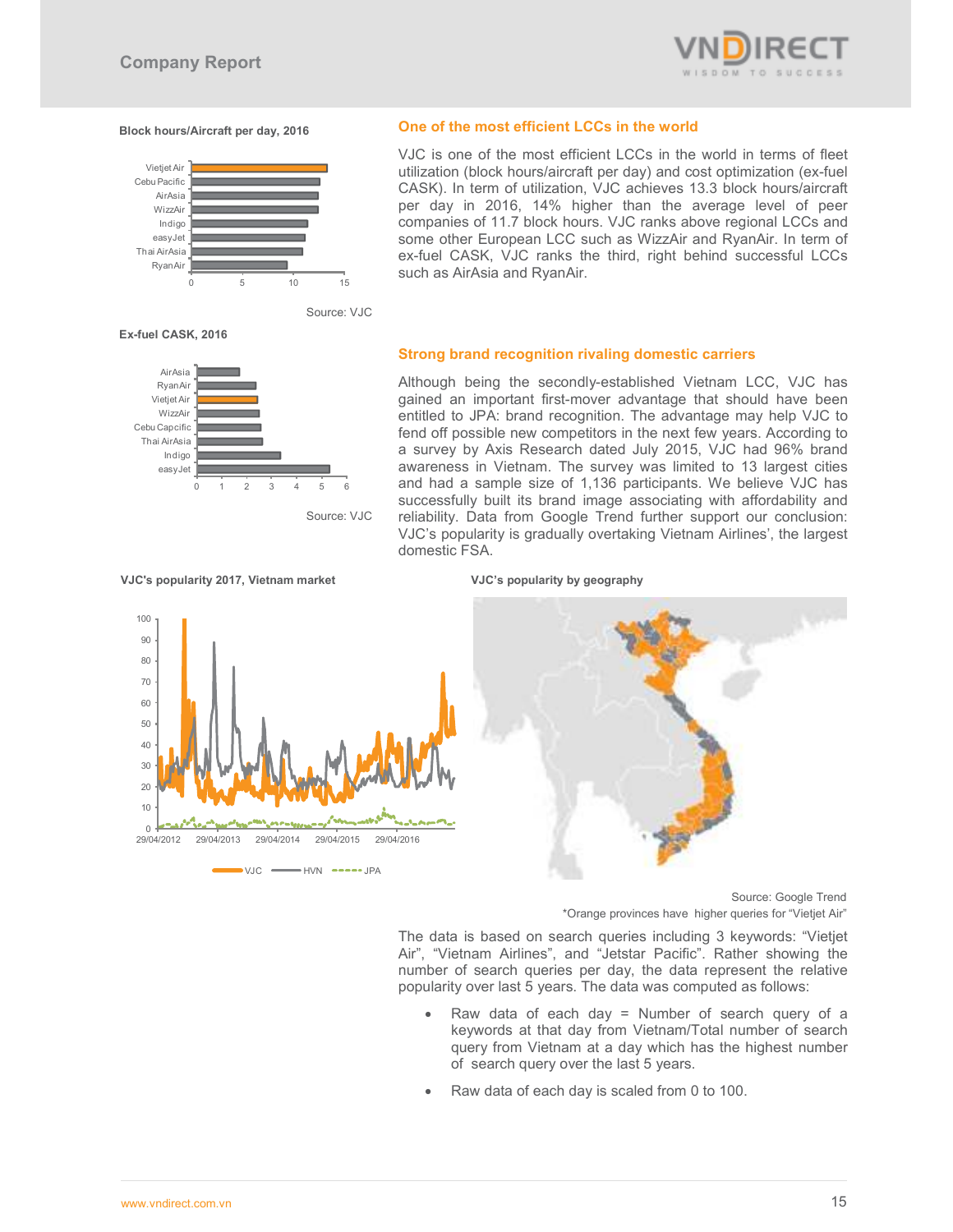**Block hours/Aircraft per day, 2016**

Source: VJC

**Ex-fuel CASK, 2016**

Source: VJC

## One of the most efficient LCCs in the world

VJC is one of the most efficient LCCs in the world in terms of fleet utilization (block hours/aircraft per day) and cost optimization (ex-fuel CASK). In term of utilization, VJC achieves 13.3 block hours/aircraft per day in 2016, 14% higher than the average level of peer companies of 11.7 block hours. VJC ranks above regional LCCs and some other European LCC such as WizzAir and RyanAir. In term of ex-fuel CASK, VJC ranks the third, right behind successful LCCs such as AirAsia and RyanAir.

## Strong brand recognition rivaling domestic carriers

Although being the secondly-established Vietnam LCC, VJC has gained an important first-mover advantage that should have been entitled to JPA: brand recognition. The advantage may help VJC to fend off possible new competitors in the next few years. According to a survey by Axis Research dated July 2015, VJC had 96% brand awareness in Vietnam. The survey was limited to 13 largest cities and had a sample size of 1,136 participants. We believe VJC has successfully built its brand image associating with affordability and reliability. Data from Google Trend further support our conclusion: VJC's popularity is gradually overtaking Vietnam Airlines', the largest domestic FSA.

**VJC's popularity 2017, Vietnam market**

**VJC's popularity by geography**

Source: Google Trend

*Orange provinces have higher queries for "Vietjet Air"

The data is based on search queries including 3 keywords: "Vietjet Air", "Vietnam Airlines", and "Jetstar Pacific". Rather showing the number of search queries per day, the data represent the relative popularity over last 5 years. The data was computed as follows:

- Raw data of each day = Number of search query of a keywords at that day from Vietnam/Total number of search query from Vietnam at a day which has the highest number of search query over the last 5 years.
- Raw data of each day is scaled from 0 to 100.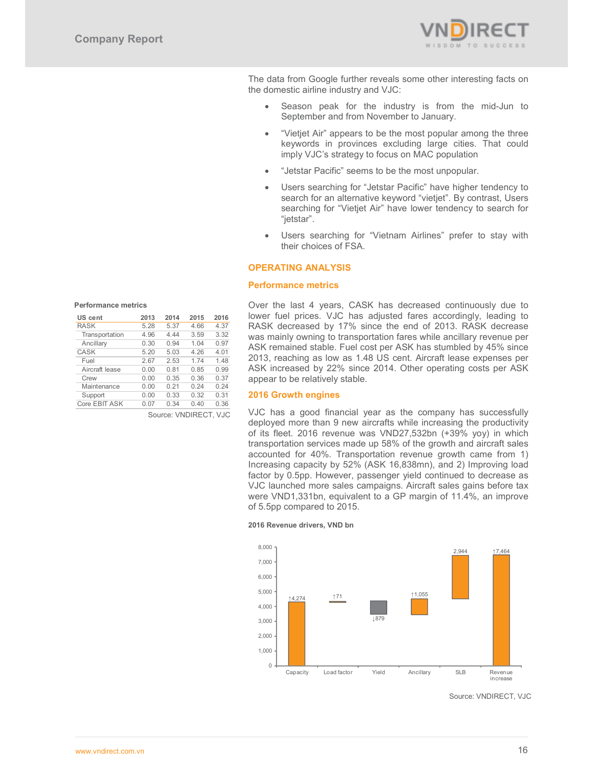The data from Google further reveals some other interesting facts on the domestic airline industry and VJC:

- Season peak for the industry is from the mid-Jun to September and from November to January.
- "Vietjet Air" appears to be the most popular among the three keywords in provinces excluding large cities. That could imply VJC's strategy to focus on MAC population
- "Jetstar Pacific" seems to be the most unpopular.
- Users searching for "Jetstar Pacific" have higher tendency to search for an alternative keyword "vietjet". By contrast, Users searching for "Vietjet Air" have lower tendency to search for "jetstar".
- Users searching for "Vietnam Airlines" prefer to stay with their choices of FSA.

## OPERATING ANALYSIS

### Performance metrics

**Performance metrics**

| US cent | 2013 | 2014 | 2015 | 2016 |
|---|---|---|---|---|
| RASK | 5.28 | 5.37 | 4.66 | 4.37 |
| Transportation | 4.96 | 4.44 | 3.59 | 3.32 |
| Ancillary | 0.30 | 0.94 | 1.04 | 0.97 |
| CASK | 5.20 | 5.03 | 4.26 | 4.01 |
| Fuel | 2.67 | 2.53 | 1.74 | 1.48 |
| Aircraft lease | 0.00 | 0.81 | 0.85 | 0.99 |
| Crew | 0.00 | 0.35 | 0.36 | 0.37 |
| Maintenance | 0.00 | 0.21 | 0.24 | 0.24 |
| Support | 0.00 | 0.33 | 0.32 | 0.31 |
| Core EBIT ASK | 0.07 | 0.34 | 0.40 | 0.36 |

Source: VNDIRECT, VJC

Over the last 4 years, CASK has decreased continuously due to lower fuel prices. VJC has adjusted fares accordingly, leading to RASK decreased by 17% since the end of 2013. RASK decrease was mainly owning to transportation fares while ancillary revenue per ASK remained stable. Fuel cost per ASK has stumbled by 45% since 2013, reaching as low as 1.48 US cent. Aircraft lease expenses per ASK increased by 22% since 2014. Other operating costs per ASK appear to be relatively stable.

### 2016 Growth engines

VJC has a good financial year as the company has successfully deployed more than 9 new aircrafts while increasing the productivity of its fleet. 2016 revenue was VND27,532bn (+39% yoy) in which transportation services made up 58% of the growth and aircraft sales accounted for 40%. Transportation revenue growth came from 1) Increasing capacity by 52% (ASK 16,838mn), and 2) Improving load factor by 0.5pp. However, passenger yield continued to decrease as VJC launched more sales campaigns. Aircraft sales gains before tax were VND1,331bn, equivalent to a GP margin of 11.4%, an improve of 5.5pp compared to 2015.

**2016 Revenue drivers, VND bn**

| Driver | Value |
|---|---|
| Capacity | ↑4,274 |
| Load factor | ↑71 |
| Yield | ↓879 |
| Ancillary | ↑1,055 |
| SLB | 2,944 |
| Revenue increase | ↑7,464 |

Source: VNDIRECT, VJC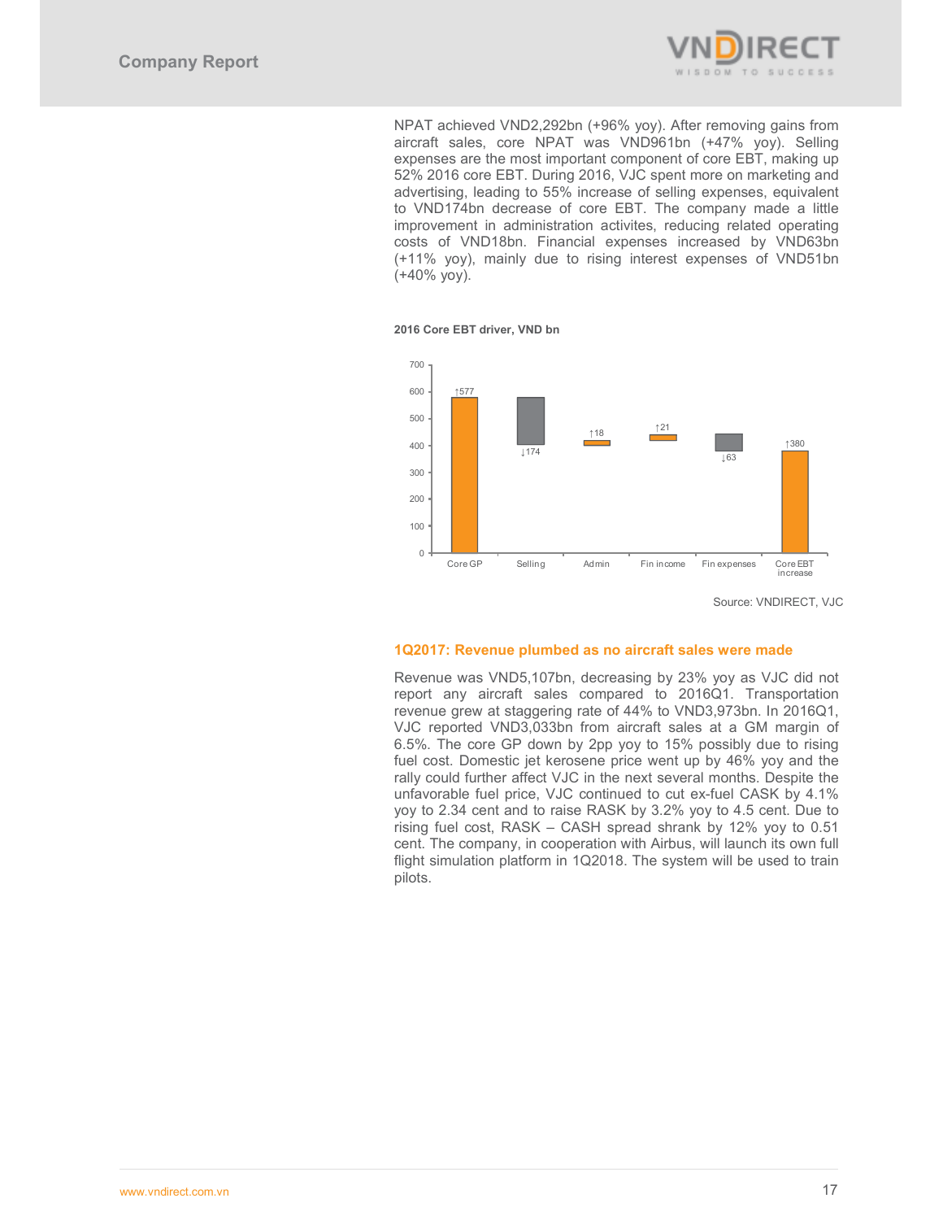NPAT achieved VND2,292bn (+96% yoy). After removing gains from aircraft sales, core NPAT was VND961bn (+47% yoy). Selling expenses are the most important component of core EBT, making up 52% 2016 core EBT. During 2016, VJC spent more on marketing and advertising, leading to 55% increase of selling expenses, equivalent to VND174bn decrease of core EBT. The company made a little improvement in administration activites, reducing related operating costs of VND18bn. Financial expenses increased by VND63bn (+11% yoy), mainly due to rising interest expenses of VND51bn (+40% yoy).

**2016 Core EBT driver, VND bn**

| Item | Change |
|---|---|
| Core GP | ↑577 |
| Selling | ↓174 |
| Admin | ↑18 |
| Fin income | ↑21 |
| Fin expenses | ↓63 |
| Core EBT increase | ↑380 |

Source: VNDIRECT, VJC

### 1Q2017: Revenue plumbed as no aircraft sales were made

Revenue was VND5,107bn, decreasing by 23% yoy as VJC did not report any aircraft sales compared to 2016Q1. Transportation revenue grew at staggering rate of 44% to VND3,973bn. In 2016Q1, VJC reported VND3,033bn from aircraft sales at a GM margin of 6.5%. The core GP down by 2pp yoy to 15% possibly due to rising fuel cost. Domestic jet kerosene price went up by 46% yoy and the rally could further affect VJC in the next several months. Despite the unfavorable fuel price, VJC continued to cut ex-fuel CASK by 4.1% yoy to 2.34 cent and to raise RASK by 3.2% yoy to 4.5 cent. Due to rising fuel cost, RASK – CASH spread shrank by 12% yoy to 0.51 cent. The company, in cooperation with Airbus, will launch its own full flight simulation platform in 1Q2018. The system will be used to train pilots.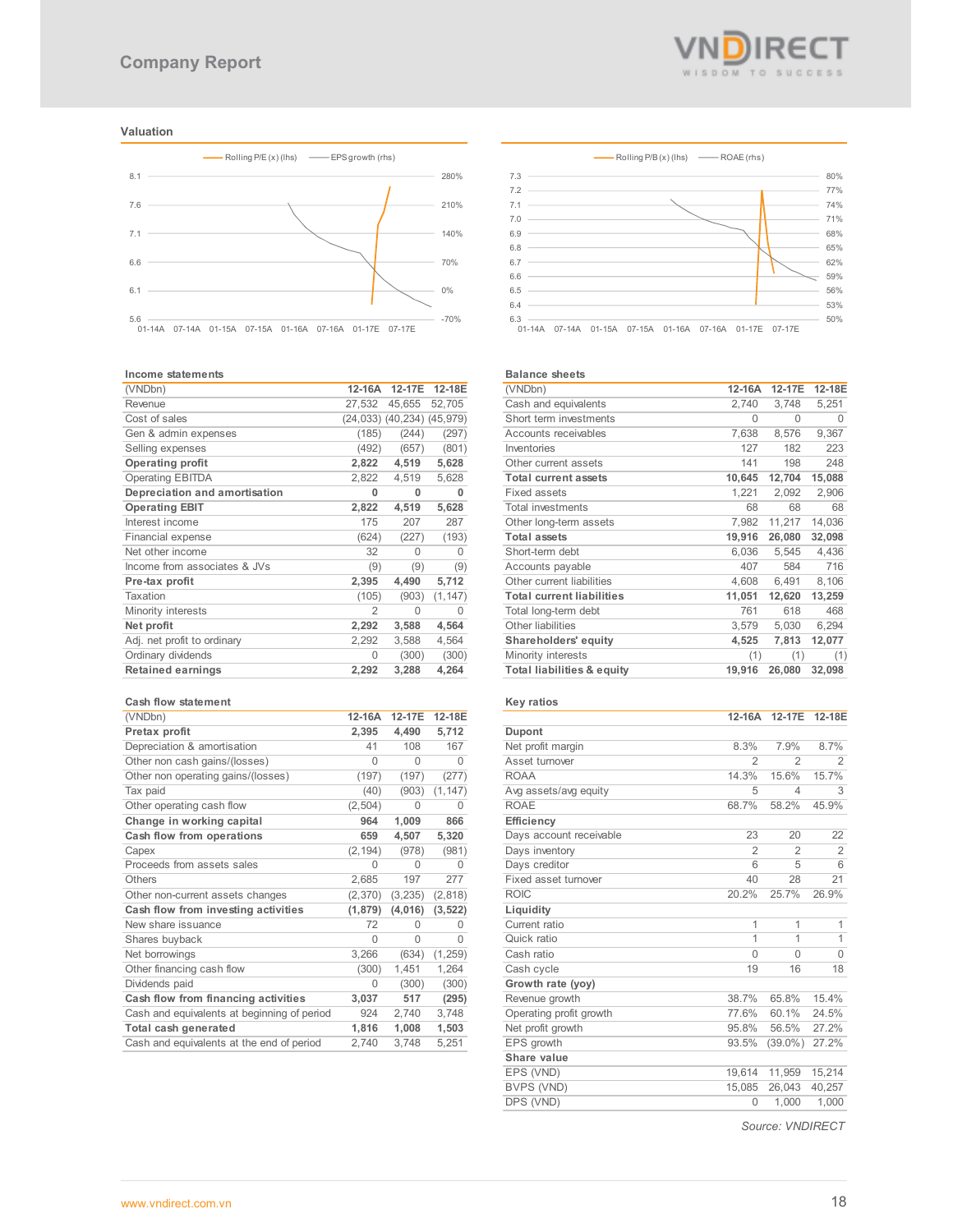## Valuation

Rolling P/E (x) (lhs) — EPS growth (rhs)

Rolling P/B (x) (lhs) — ROAE (rhs)

### Income statements

| (VNDbn) | 12-16A | 12-17E | 12-18E |
|---|---|---|---|
| Revenue | 27,532 | 45,655 | 52,705 |
| Cost of sales | (24,033) | (40,234) | (45,979) |
| Gen & admin expenses | (185) | (244) | (297) |
| Selling expenses | (492) | (657) | (801) |
| **Operating profit** | **2,822** | **4,519** | **5,628** |
| Operating EBITDA | 2,822 | 4,519 | 5,628 |
| **Depreciation and amortisation** | **0** | **0** | **0** |
| **Operating EBIT** | **2,822** | **4,519** | **5,628** |
| Interest income | 175 | 207 | 287 |
| Financial expense | (624) | (227) | (193) |
| Net other income | 32 | 0 | 0 |
| Income from associates & JVs | (9) | (9) | (9) |
| **Pre-tax profit** | **2,395** | **4,490** | **5,712** |
| Taxation | (105) | (903) | (1,147) |
| Minority interests | 2 | 0 | 0 |
| **Net profit** | **2,292** | **3,588** | **4,564** |
| Adj. net profit to ordinary | 2,292 | 3,588 | 4,564 |
| Ordinary dividends | 0 | (300) | (300) |
| **Retained earnings** | **2,292** | **3,288** | **4,264** |

### Balance sheets

| (VNDbn) | 12-16A | 12-17E | 12-18E |
|---|---|---|---|
| Cash and equivalents | 2,740 | 3,748 | 5,251 |
| Short term investments | 0 | 0 | 0 |
| Accounts receivables | 7,638 | 8,576 | 9,367 |
| Inventories | 127 | 182 | 223 |
| Other current assets | 141 | 198 | 248 |
| **Total current assets** | **10,645** | **12,704** | **15,088** |
| Fixed assets | 1,221 | 2,092 | 2,906 |
| Total investments | 68 | 68 | 68 |
| Other long-term assets | 7,982 | 11,217 | 14,036 |
| **Total assets** | **19,916** | **26,080** | **32,098** |
| Short-term debt | 6,036 | 5,545 | 4,436 |
| Accounts payable | 407 | 584 | 716 |
| Other current liabilities | 4,608 | 6,491 | 8,106 |
| **Total current liabilities** | **11,051** | **12,620** | **13,259** |
| Total long-term debt | 761 | 618 | 468 |
| Other liabilities | 3,579 | 5,030 | 6,294 |
| **Shareholders' equity** | **4,525** | **7,813** | **12,077** |
| Minority interests | (1) | (1) | (1) |
| **Total liabilities & equity** | **19,916** | **26,080** | **32,098** |

### Cash flow statement

| (VNDbn) | 12-16A | 12-17E | 12-18E |
|---|---|---|---|
| **Pretax profit** | **2,395** | **4,490** | **5,712** |
| Depreciation & amortisation | 41 | 108 | 167 |
| Other non cash gains/(losses) | 0 | 0 | 0 |
| Other non operating gains/(losses) | (197) | (197) | (277) |
| Tax paid | (40) | (903) | (1,147) |
| Other operating cash flow | (2,504) | 0 | 0 |
| **Change in working capital** | **964** | **1,009** | **866** |
| **Cash flow from operations** | **659** | **4,507** | **5,320** |
| Capex | (2,194) | (978) | (981) |
| Proceeds from assets sales | 0 | 0 | 0 |
| Others | 2,685 | 197 | 277 |
| Other non-current assets changes | (2,370) | (3,235) | (2,818) |
| **Cash flow from investing activities** | **(1,879)** | **(4,016)** | **(3,522)** |
| New share issuance | 72 | 0 | 0 |
| Shares buyback | 0 | 0 | 0 |
| Net borrowings | 3,266 | (634) | (1,259) |
| Other financing cash flow | (300) | 1,451 | 1,264 |
| Dividends paid | 0 | (300) | (300) |
| **Cash flow from financing activities** | **3,037** | **517** | **(295)** |
| Cash and equivalents at beginning of period | 924 | 2,740 | 3,748 |
| **Total cash generated** | **1,816** | **1,008** | **1,503** |
| Cash and equivalents at the end of period | 2,740 | 3,748 | 5,251 |

### Key ratios

| | 12-16A | 12-17E | 12-18E |
|---|---|---|---|
| **Dupont** | | | |
| Net profit margin | 8.3% | 7.9% | 8.7% |
| Asset turnover | 2 | 2 | 2 |
| ROAA | 14.3% | 15.6% | 15.7% |
| Avg assets/avg equity | 5 | 4 | 3 |
| ROAE | 68.7% | 58.2% | 45.9% |
| **Efficiency** | | | |
| Days account receivable | 23 | 20 | 22 |
| Days inventory | 2 | 2 | 2 |
| Days creditor | 6 | 5 | 6 |
| Fixed asset turnover | 40 | 28 | 21 |
| ROIC | 20.2% | 25.7% | 26.9% |
| **Liquidity** | | | |
| Current ratio | 1 | 1 | 1 |
| Quick ratio | 1 | 1 | 1 |
| Cash ratio | 0 | 0 | 0 |
| Cash cycle | 19 | 16 | 18 |
| **Growth rate (yoy)** | | | |
| Revenue growth | 38.7% | 65.8% | 15.4% |
| Operating profit growth | 77.6% | 60.1% | 24.5% |
| Net profit growth | 95.8% | 56.5% | 27.2% |
| EPS growth | 93.5% | (39.0%) | 27.2% |
| **Share value** | | | |
| EPS (VND) | 19,614 | 11,959 | 15,214 |
| BVPS (VND) | 15,085 | 26,043 | 40,257 |
| DPS (VND) | 0 | 1,000 | 1,000 |

*Source: VNDIRECT*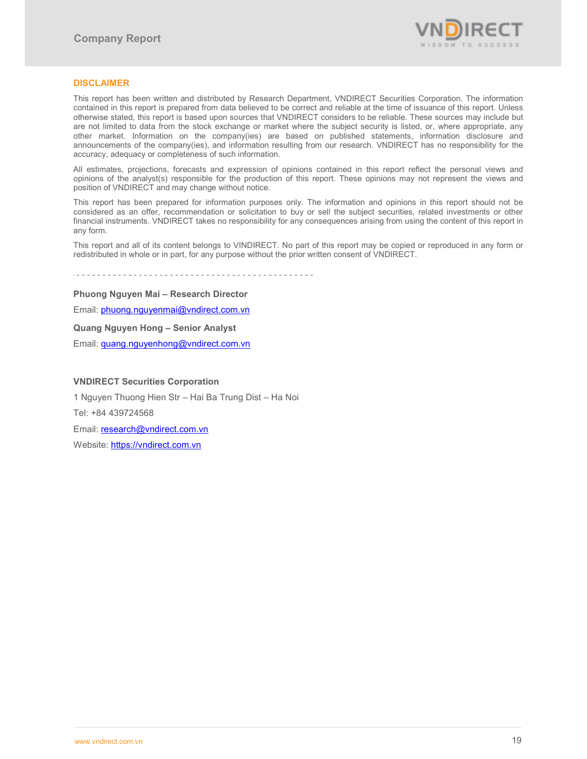## DISCLAIMER

This report has been written and distributed by Research Department, VNDIRECT Securities Corporation. The information contained in this report is prepared from data believed to be correct and reliable at the time of issuance of this report. Unless otherwise stated, this report is based upon sources that VNDIRECT considers to be reliable. These sources may include but are not limited to data from the stock exchange or market where the subject security is listed, or, where appropriate, any other market. Information on the company(ies) are based on published statements, information disclosure and announcements of the company(ies), and information resulting from our research. VNDIRECT has no responsibility for the accuracy, adequacy or completeness of such information.

All estimates, projections, forecasts and expression of opinions contained in this report reflect the personal views and opinions of the analyst(s) responsible for the production of this report. These opinions may not represent the views and position of VNDIRECT and may change without notice.

This report has been prepared for information purposes only. The information and opinions in this report should not be considered as an offer, recommendation or solicitation to buy or sell the subject securities, related investments or other financial instruments. VNDIRECT takes no responsibility for any consequences arising from using the content of this report in any form.

This report and all of its content belongs to VNDIRECT. No part of this report may be copied or reproduced in any form or redistributed in whole or in part, for any purpose without the prior written consent of VNDIRECT.

---

**Phuong Nguyen Mai – Research Director**

Email: phuong.nguyenmai@vndirect.com.vn

**Quang Nguyen Hong – Senior Analyst**

Email: quang.nguyenhong@vndirect.com.vn

**VNDIRECT Securities Corporation**

1 Nguyen Thuong Hien Str – Hai Ba Trung Dist – Ha Noi

Tel: +84 439724568

Email: research@vndirect.com.vn

Website: https://vndirect.com.vn